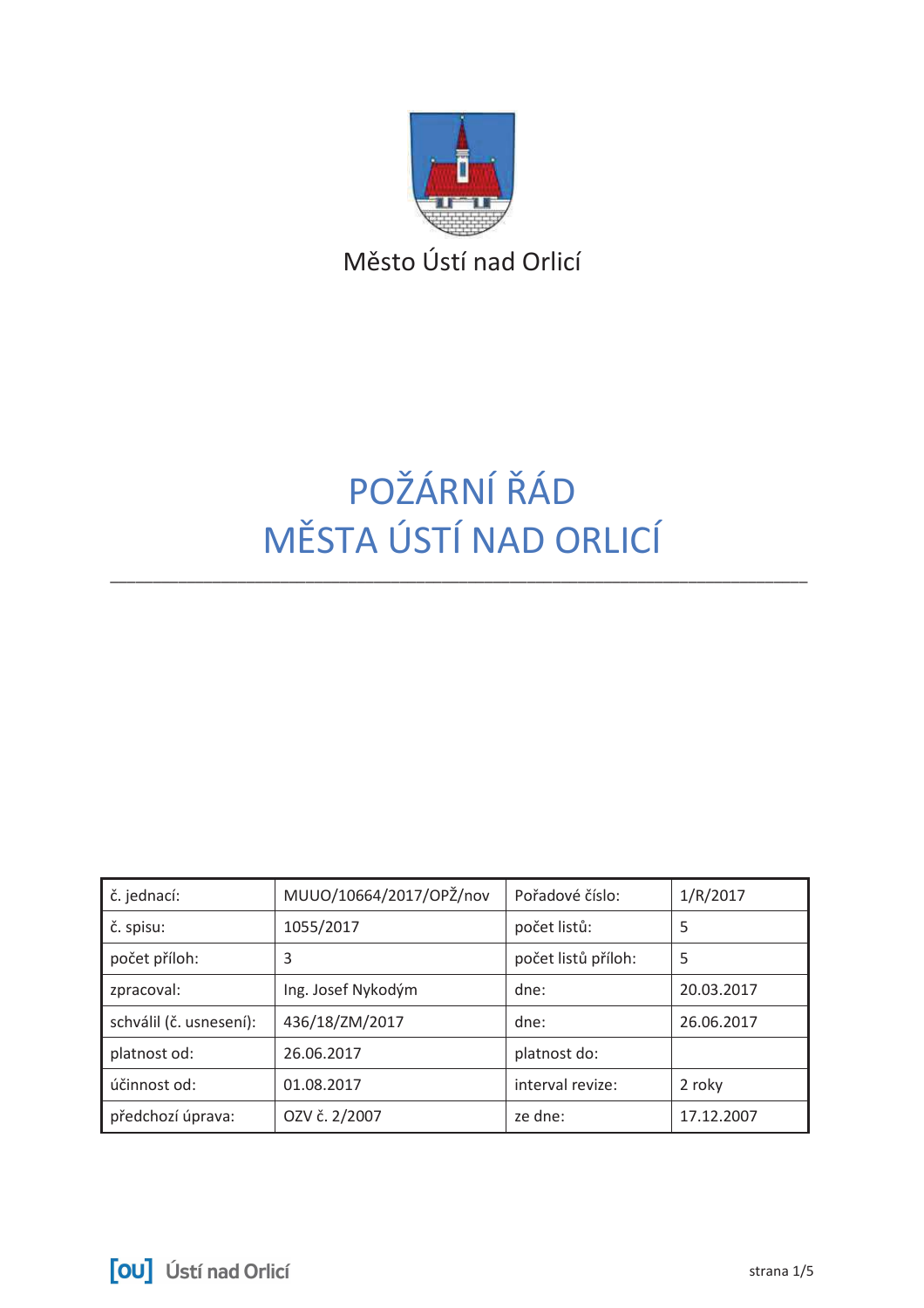Město Ústí nad Orlicí

# POŽÁRNÍ ŘÁD
# MĚSTA ÚSTÍ NAD ORLICÍ

| č. jednací: | MUUO/10664/2017/OPŽ/nov | Pořadové číslo: | 1/R/2017 |
|---|---|---|---|
| č. spisu: | 1055/2017 | počet listů: | 5 |
| počet příloh: | 3 | počet listů příloh: | 5 |
| zpracoval: | Ing. Josef Nykodým | dne: | 20.03.2017 |
| schválil (č. usnesení): | 436/18/ZM/2017 | dne: | 26.06.2017 |
| platnost od: | 26.06.2017 | platnost do: | |
| účinnost od: | 01.08.2017 | interval revize: | 2 roky |
| předchozí úprava: | OZV č. 2/2007 | ze dne: | 17.12.2007 |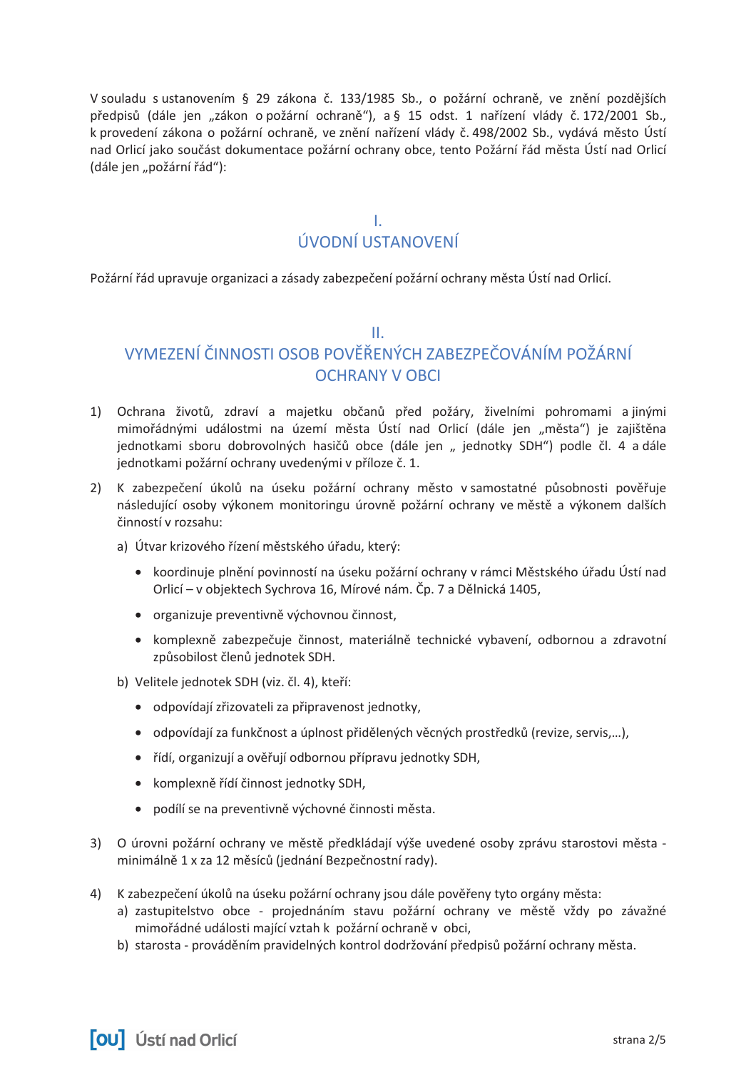V souladu s ustanovením § 29 zákona č. 133/1985 Sb., o požární ochraně, ve znění pozdějších předpisů (dále jen „zákon o požární ochraně“), a § 15 odst. 1 nařízení vlády č. 172/2001 Sb., k provedení zákona o požární ochraně, ve znění nařízení vlády č. 498/2002 Sb., vydává město Ústí nad Orlicí jako součást dokumentace požární ochrany obce, tento Požární řád města Ústí nad Orlicí (dále jen „požární řád“):

## I.
## ÚVODNÍ USTANOVENÍ

Požární řád upravuje organizaci a zásady zabezpečení požární ochrany města Ústí nad Orlicí.

## II.
## VYMEZENÍ ČINNOSTI OSOB POVĚŘENÝCH ZABEZPEČOVÁNÍM POŽÁRNÍ OCHRANY V OBCI

1) Ochrana životů, zdraví a majetku občanů před požáry, živelními pohromami a jinými mimořádnými událostmi na území města Ústí nad Orlicí (dále jen „města“) je zajištěna jednotkami sboru dobrovolných hasičů obce (dále jen „ jednotky SDH“) podle čl. 4 a dále jednotkami požární ochrany uvedenými v příloze č. 1.

2) K zabezpečení úkolů na úseku požární ochrany město v samostatné působnosti pověřuje následující osoby výkonem monitoringu úrovně požární ochrany ve městě a výkonem dalších činností v rozsahu:

   a) Útvar krizového řízení městského úřadu, který:

   - koordinuje plnění povinností na úseku požární ochrany v rámci Městského úřadu Ústí nad Orlicí – v objektech Sychrova 16, Mírové nám. Čp. 7 a Dělnická 1405,
   - organizuje preventivně výchovnou činnost,
   - komplexně zabezpečuje činnost, materiálně technické vybavení, odbornou a zdravotní způsobilost členů jednotek SDH.

   b) Velitele jednotek SDH (viz. čl. 4), kteří:

   - odpovídají zřizovateli za připravenost jednotky,
   - odpovídají za funkčnost a úplnost přidělených věcných prostředků (revize, servis,…),
   - řídí, organizují a ověřují odbornou přípravu jednotky SDH,
   - komplexně řídí činnost jednotky SDH,
   - podílí se na preventivně výchovné činnosti města.

3) O úrovni požární ochrany ve městě předkládají výše uvedené osoby zprávu starostovi města - minimálně 1 x za 12 měsíců (jednání Bezpečnostní rady).

4) K zabezpečení úkolů na úseku požární ochrany jsou dále pověřeny tyto orgány města:
   a) zastupitelstvo obce - projednáním stavu požární ochrany ve městě vždy po závažné mimořádné události mající vztah k požární ochraně v obci,
   b) starosta - prováděním pravidelných kontrol dodržování předpisů požární ochrany města.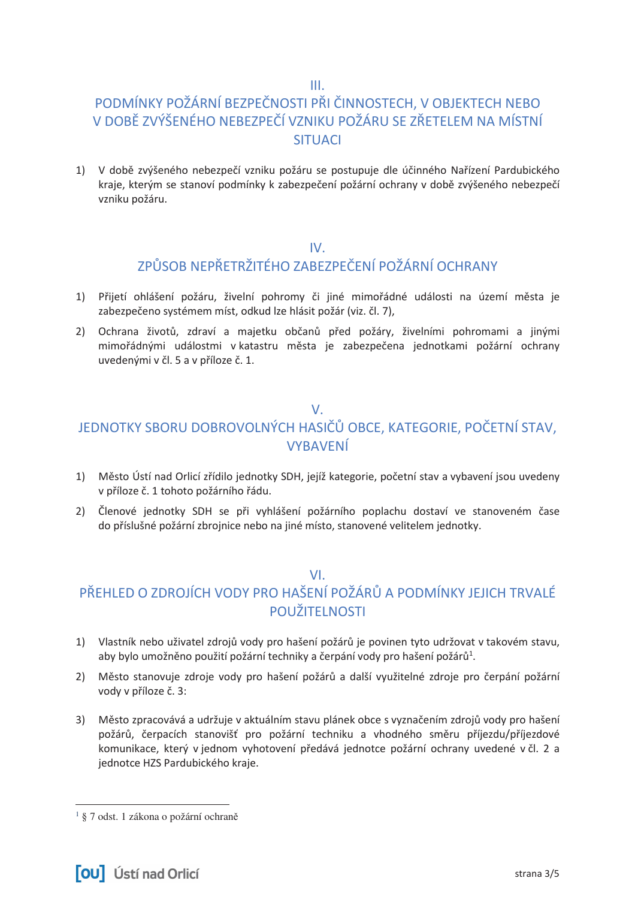## III.
## PODMÍNKY POŽÁRNÍ BEZPEČNOSTI PŘI ČINNOSTECH, V OBJEKTECH NEBO V DOBĚ ZVÝŠENÉHO NEBEZPEČÍ VZNIKU POŽÁRU SE ZŘETELEM NA MÍSTNÍ SITUACI

1) V době zvýšeného nebezpečí vzniku požáru se postupuje dle účinného Nařízení Pardubického kraje, kterým se stanoví podmínky k zabezpečení požární ochrany v době zvýšeného nebezpečí vzniku požáru.

## IV.
## ZPŮSOB NEPŘETRŽITÉHO ZABEZPEČENÍ POŽÁRNÍ OCHRANY

1) Přijetí ohlášení požáru, živelní pohromy či jiné mimořádné události na území města je zabezpečeno systémem míst, odkud lze hlásit požár (viz. čl. 7),

2) Ochrana životů, zdraví a majetku občanů před požáry, živelními pohromami a jinými mimořádnými událostmi v katastru města je zabezpečena jednotkami požární ochrany uvedenými v čl. 5 a v příloze č. 1.

## V.
## JEDNOTKY SBORU DOBROVOLNÝCH HASIČŮ OBCE, KATEGORIE, POČETNÍ STAV, VYBAVENÍ

1) Město Ústí nad Orlicí zřídilo jednotky SDH, jejíž kategorie, početní stav a vybavení jsou uvedeny v příloze č. 1 tohoto požárního řádu.

2) Členové jednotky SDH se při vyhlášení požárního poplachu dostaví ve stanoveném čase do příslušné požární zbrojnice nebo na jiné místo, stanovené velitelem jednotky.

## VI.
## PŘEHLED O ZDROJÍCH VODY PRO HAŠENÍ POŽÁRŮ A PODMÍNKY JEJICH TRVALÉ POUŽITELNOSTI

1) Vlastník nebo uživatel zdrojů vody pro hašení požárů je povinen tyto udržovat v takovém stavu, aby bylo umožněno použití požární techniky a čerpání vody pro hašení požárů[1].

2) Město stanovuje zdroje vody pro hašení požárů a další využitelné zdroje pro čerpání požární vody v příloze č. 3:

3) Město zpracovává a udržuje v aktuálním stavu plánek obce s vyznačením zdrojů vody pro hašení požárů, čerpacích stanovišť pro požární techniku a vhodného směru příjezdu/příjezdové komunikace, který v jednom vyhotovení předává jednotce požární ochrany uvedené v čl. 2 a jednotce HZS Pardubického kraje.

---

[1] § 7 odst. 1 zákona o požární ochraně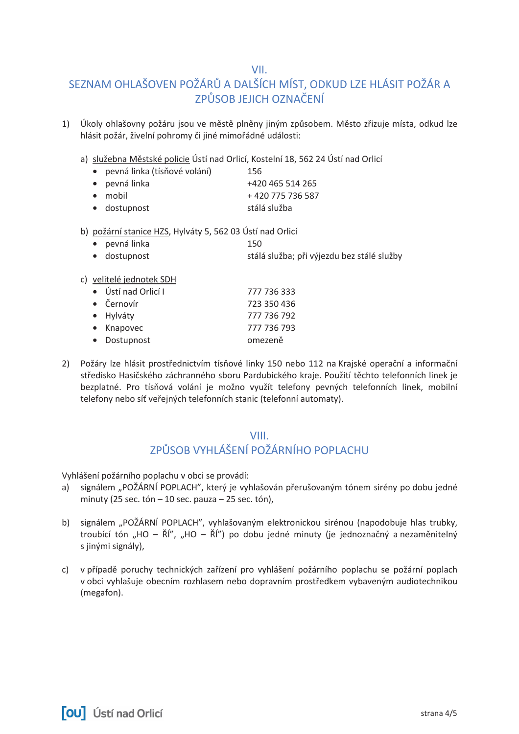## VII.
## SEZNAM OHLAŠOVEN POŽÁRŮ A DALŠÍCH MÍST, ODKUD LZE HLÁSIT POŽÁR A ZPŮSOB JEJICH OZNAČENÍ

1) Úkoly ohlašovny požáru jsou ve městě plněny jiným způsobem. Město zřizuje místa, odkud lze hlásit požár, živelní pohromy či jiné mimořádné události:

   a) <u>služebna Městské policie</u> Ústí nad Orlicí, Kostelní 18, 562 24 Ústí nad Orlicí
      - pevná linka (tísňové volání) 156
      - pevná linka +420 465 514 265
      - mobil + 420 775 736 587
      - dostupnost stálá služba

   b) <u>požární stanice HZS</u>, Hylváty 5, 562 03 Ústí nad Orlicí
      - pevná linka 150
      - dostupnost stálá služba; při výjezdu bez stálé služby

   c) <u>velitelé jednotek SDH</u>
      - Ústí nad Orlicí I 777 736 333
      - Černovír 723 350 436
      - Hylváty 777 736 792
      - Knapovec 777 736 793
      - Dostupnost omezeně

2) Požáry lze hlásit prostřednictvím tísňové linky 150 nebo 112 na Krajské operační a informační středisko Hasičského záchranného sboru Pardubického kraje. Použití těchto telefonních linek je bezplatné. Pro tísňová volání je možno využít telefony pevných telefonních linek, mobilní telefony nebo síť veřejných telefonních stanic (telefonní automaty).

## VIII.
## ZPŮSOB VYHLÁŠENÍ POŽÁRNÍHO POPLACHU

Vyhlášení požárního poplachu v obci se provádí:

a) signálem „POŽÁRNÍ POPLACH", který je vyhlašován přerušovaným tónem sirény po dobu jedné minuty (25 sec. tón – 10 sec. pauza – 25 sec. tón),

b) signálem „POŽÁRNÍ POPLACH", vyhlašovaným elektronickou sirénou (napodobuje hlas trubky, troubící tón „HO – ŘÍ", „HO – ŘÍ") po dobu jedné minuty (je jednoznačný a nezaměnitelný s jinými signály),

c) v případě poruchy technických zařízení pro vyhlášení požárního poplachu se požární poplach v obci vyhlašuje obecním rozhlasem nebo dopravním prostředkem vybaveným audiotechnikou (megafon).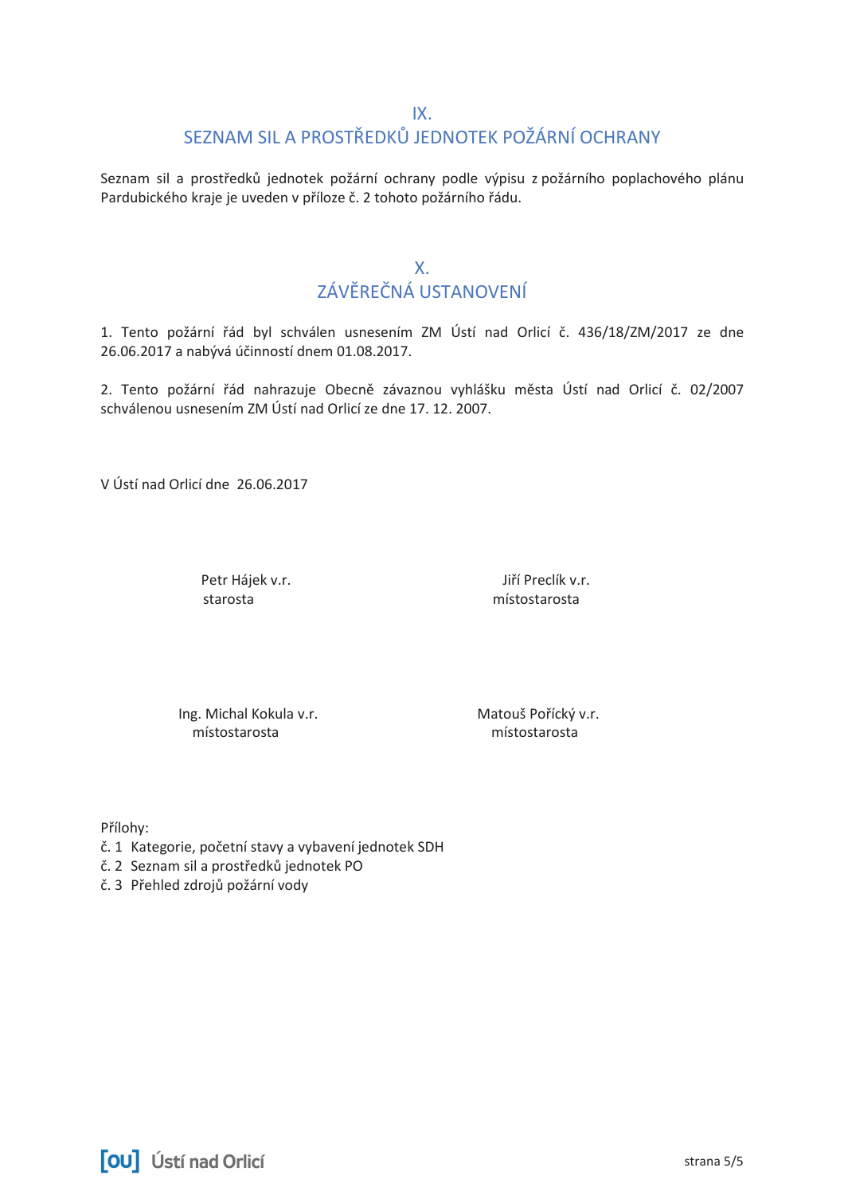## IX.
## SEZNAM SIL A PROSTŘEDKŮ JEDNOTEK POŽÁRNÍ OCHRANY

Seznam sil a prostředků jednotek požární ochrany podle výpisu z požárního poplachového plánu Pardubického kraje je uveden v příloze č. 2 tohoto požárního řádu.

## X.
## ZÁVĚREČNÁ USTANOVENÍ

1. Tento požární řád byl schválen usnesením ZM Ústí nad Orlicí č. 436/18/ZM/2017 ze dne 26.06.2017 a nabývá účinností dnem 01.08.2017.

2. Tento požární řád nahrazuje Obecně závaznou vyhlášku města Ústí nad Orlicí č. 02/2007 schválenou usnesením ZM Ústí nad Orlicí ze dne 17. 12. 2007.

V Ústí nad Orlicí dne 26.06.2017

Petr Hájek v.r.
starosta

Jiří Preclík v.r.
místostarosta

Ing. Michal Kokula v.r.
místostarosta

Matouš Pořícký v.r.
místostarosta

Přílohy:
č. 1 Kategorie, početní stavy a vybavení jednotek SDH
č. 2 Seznam sil a prostředků jednotek PO
č. 3 Přehled zdrojů požární vody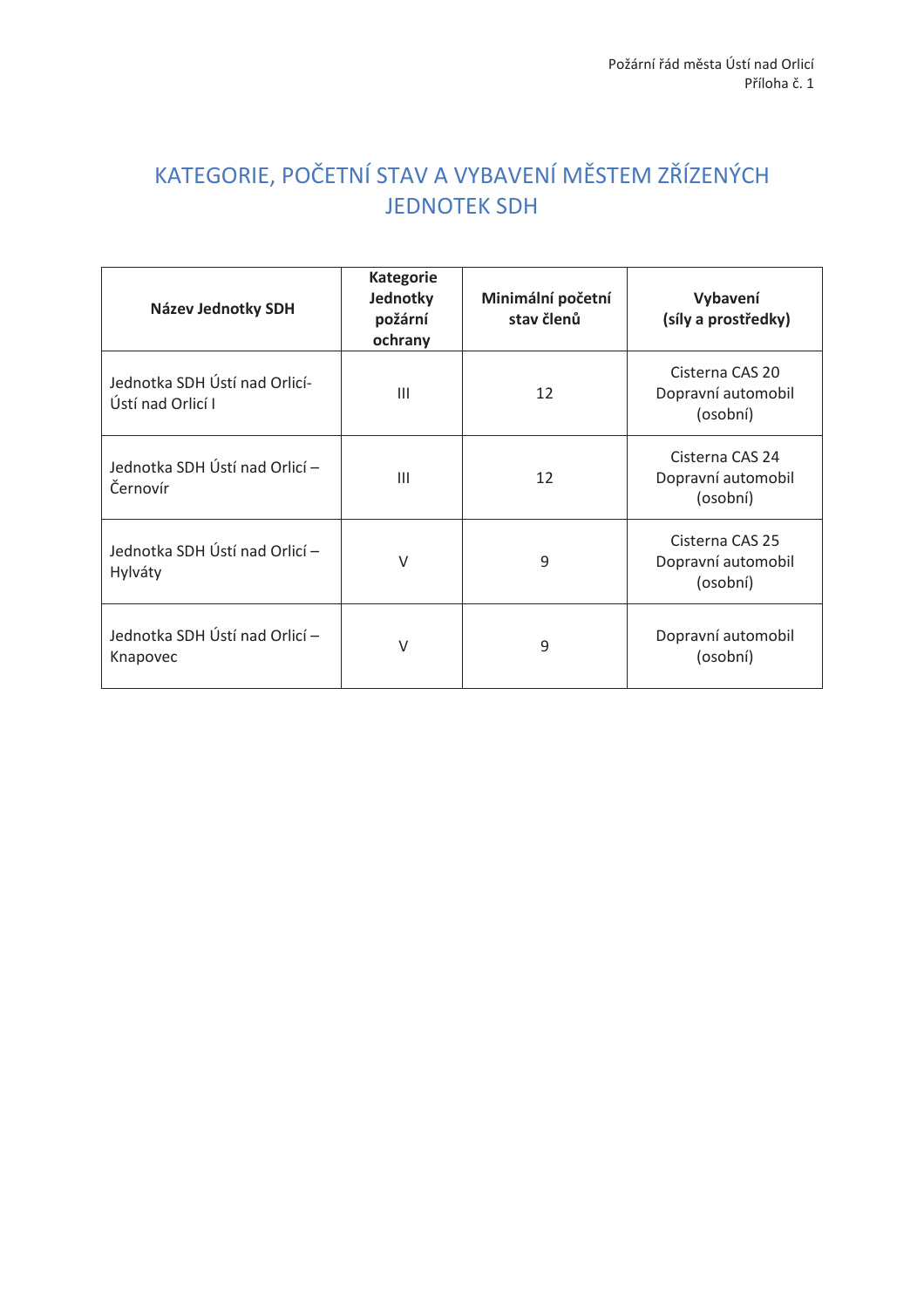# KATEGORIE, POČETNÍ STAV A VYBAVENÍ MĚSTEM ZŘÍZENÝCH JEDNOTEK SDH

| Název Jednotky SDH | Kategorie Jednotky požární ochrany | Minimální početní stav členů | Vybavení (síly a prostředky) |
|---|---|---|---|
| Jednotka SDH Ústí nad Orlicí- Ústí nad Orlicí I | III | 12 | Cisterna CAS 20 Dopravní automobil (osobní) |
| Jednotka SDH Ústí nad Orlicí – Černovír | III | 12 | Cisterna CAS 24 Dopravní automobil (osobní) |
| Jednotka SDH Ústí nad Orlicí – Hylváty | V | 9 | Cisterna CAS 25 Dopravní automobil (osobní) |
| Jednotka SDH Ústí nad Orlicí – Knapovec | V | 9 | Dopravní automobil (osobní) |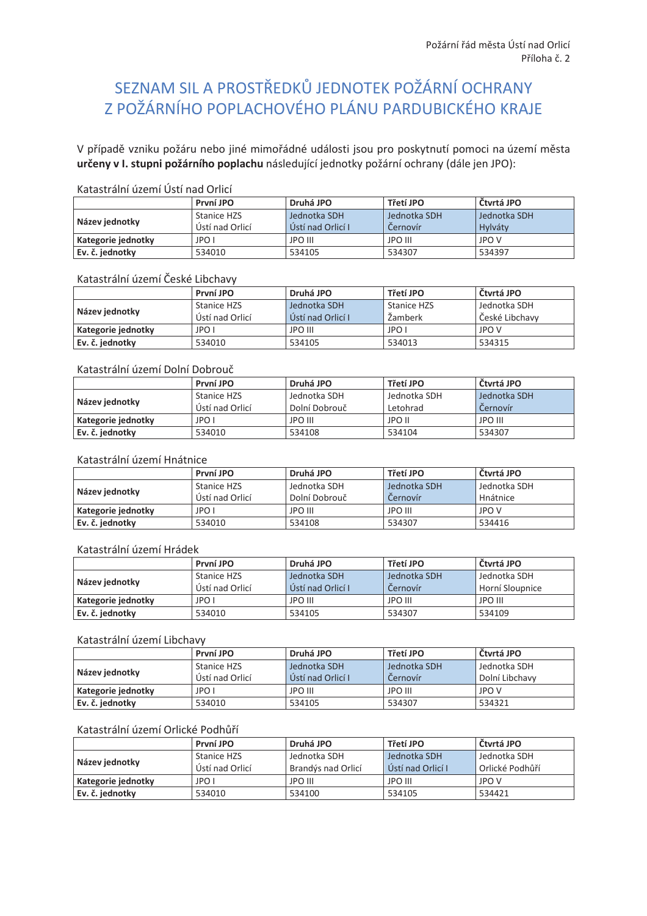Požární řád města Ústí nad Orlicí
Příloha č. 2

# SEZNAM SIL A PROSTŘEDKŮ JEDNOTEK POŽÁRNÍ OCHRANY Z POŽÁRNÍHO POPLACHOVÉHO PLÁNU PARDUBICKÉHO KRAJE

V případě vzniku požáru nebo jiné mimořádné události jsou pro poskytnutí pomoci na území města **určeny v I. stupni požárního poplachu** následující jednotky požární ochrany (dále jen JPO):

Katastrální území Ústí nad Orlicí

| | **První JPO** | **Druhá JPO** | **Třetí JPO** | **Čtvrtá JPO** |
|---|---|---|---|---|
| **Název jednotky** | Stanice HZS Ústí nad Orlicí | Jednotka SDH Ústí nad Orlicí I | Jednotka SDH Černovír | Jednotka SDH Hylváty |
| **Kategorie jednotky** | JPO I | JPO III | JPO III | JPO V |
| **Ev. č. jednotky** | 534010 | 534105 | 534307 | 534397 |

Katastrální území České Libchavy

| | **První JPO** | **Druhá JPO** | **Třetí JPO** | **Čtvrtá JPO** |
|---|---|---|---|---|
| **Název jednotky** | Stanice HZS Ústí nad Orlicí | Jednotka SDH Ústí nad Orlicí I | Stanice HZS Žamberk | Jednotka SDH České Libchavy |
| **Kategorie jednotky** | JPO I | JPO III | JPO I | JPO V |
| **Ev. č. jednotky** | 534010 | 534105 | 534013 | 534315 |

Katastrální území Dolní Dobrouč

| | **První JPO** | **Druhá JPO** | **Třetí JPO** | **Čtvrtá JPO** |
|---|---|---|---|---|
| **Název jednotky** | Stanice HZS Ústí nad Orlicí | Jednotka SDH Dolní Dobrouč | Jednotka SDH Letohrad | Jednotka SDH Černovír |
| **Kategorie jednotky** | JPO I | JPO III | JPO II | JPO III |
| **Ev. č. jednotky** | 534010 | 534108 | 534104 | 534307 |

Katastrální území Hnátnice

| | **První JPO** | **Druhá JPO** | **Třetí JPO** | **Čtvrtá JPO** |
|---|---|---|---|---|
| **Název jednotky** | Stanice HZS Ústí nad Orlicí | Jednotka SDH Dolní Dobrouč | Jednotka SDH Černovír | Jednotka SDH Hnátnice |
| **Kategorie jednotky** | JPO I | JPO III | JPO III | JPO V |
| **Ev. č. jednotky** | 534010 | 534108 | 534307 | 534416 |

Katastrální území Hrádek

| | **První JPO** | **Druhá JPO** | **Třetí JPO** | **Čtvrtá JPO** |
|---|---|---|---|---|
| **Název jednotky** | Stanice HZS Ústí nad Orlicí | Jednotka SDH Ústí nad Orlicí I | Jednotka SDH Černovír | Jednotka SDH Horní Sloupnice |
| **Kategorie jednotky** | JPO I | JPO III | JPO III | JPO III |
| **Ev. č. jednotky** | 534010 | 534105 | 534307 | 534109 |

Katastrální území Libchavy

| | **První JPO** | **Druhá JPO** | **Třetí JPO** | **Čtvrtá JPO** |
|---|---|---|---|---|
| **Název jednotky** | Stanice HZS Ústí nad Orlicí | Jednotka SDH Ústí nad Orlicí I | Jednotka SDH Černovír | Jednotka SDH Dolní Libchavy |
| **Kategorie jednotky** | JPO I | JPO III | JPO III | JPO V |
| **Ev. č. jednotky** | 534010 | 534105 | 534307 | 534321 |

Katastrální území Orlické Podhůří

| | **První JPO** | **Druhá JPO** | **Třetí JPO** | **Čtvrtá JPO** |
|---|---|---|---|---|
| **Název jednotky** | Stanice HZS Ústí nad Orlicí | Jednotka SDH Brandýs nad Orlicí | Jednotka SDH Ústí nad Orlicí I | Jednotka SDH Orlické Podhůří |
| **Kategorie jednotky** | JPO I | JPO III | JPO III | JPO V |
| **Ev. č. jednotky** | 534010 | 534100 | 534105 | 534421 |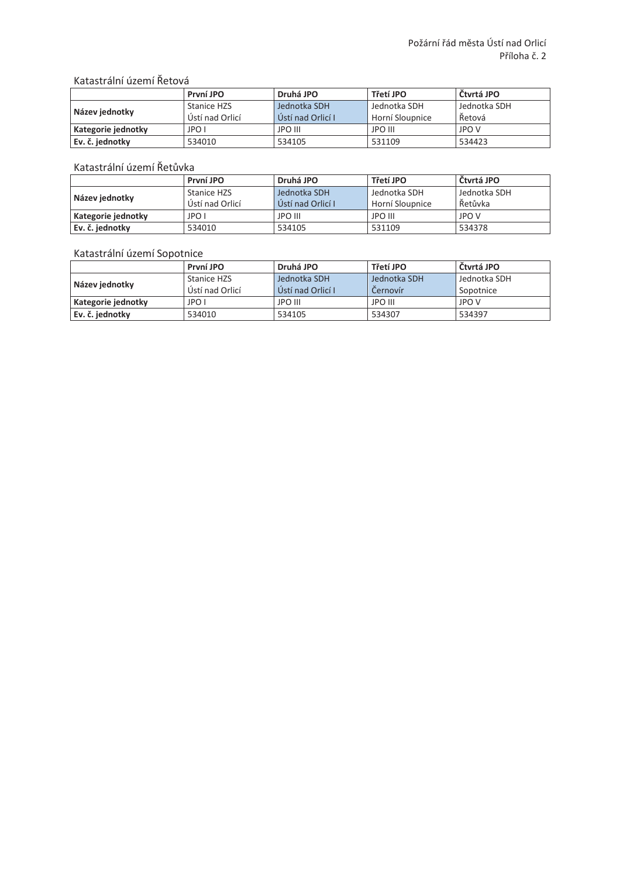Katastrální území Řetová

| | První JPO | Druhá JPO | Třetí JPO | Čtvrtá JPO |
|---|---|---|---|---|
| **Název jednotky** | Stanice HZS Ústí nad Orlicí | Jednotka SDH Ústí nad Orlicí I | Jednotka SDH Horní Sloupnice | Jednotka SDH Řetová |
| **Kategorie jednotky** | JPO I | JPO III | JPO III | JPO V |
| **Ev. č. jednotky** | 534010 | 534105 | 531109 | 534423 |

Katastrální území Řetůvka

| | První JPO | Druhá JPO | Třetí JPO | Čtvrtá JPO |
|---|---|---|---|---|
| **Název jednotky** | Stanice HZS Ústí nad Orlicí | Jednotka SDH Ústí nad Orlicí I | Jednotka SDH Horní Sloupnice | Jednotka SDH Řetůvka |
| **Kategorie jednotky** | JPO I | JPO III | JPO III | JPO V |
| **Ev. č. jednotky** | 534010 | 534105 | 531109 | 534378 |

Katastrální území Sopotnice

| | První JPO | Druhá JPO | Třetí JPO | Čtvrtá JPO |
|---|---|---|---|---|
| **Název jednotky** | Stanice HZS Ústí nad Orlicí | Jednotka SDH Ústí nad Orlicí I | Jednotka SDH Černovír | Jednotka SDH Sopotnice |
| **Kategorie jednotky** | JPO I | JPO III | JPO III | JPO V |
| **Ev. č. jednotky** | 534010 | 534105 | 534307 | 534397 |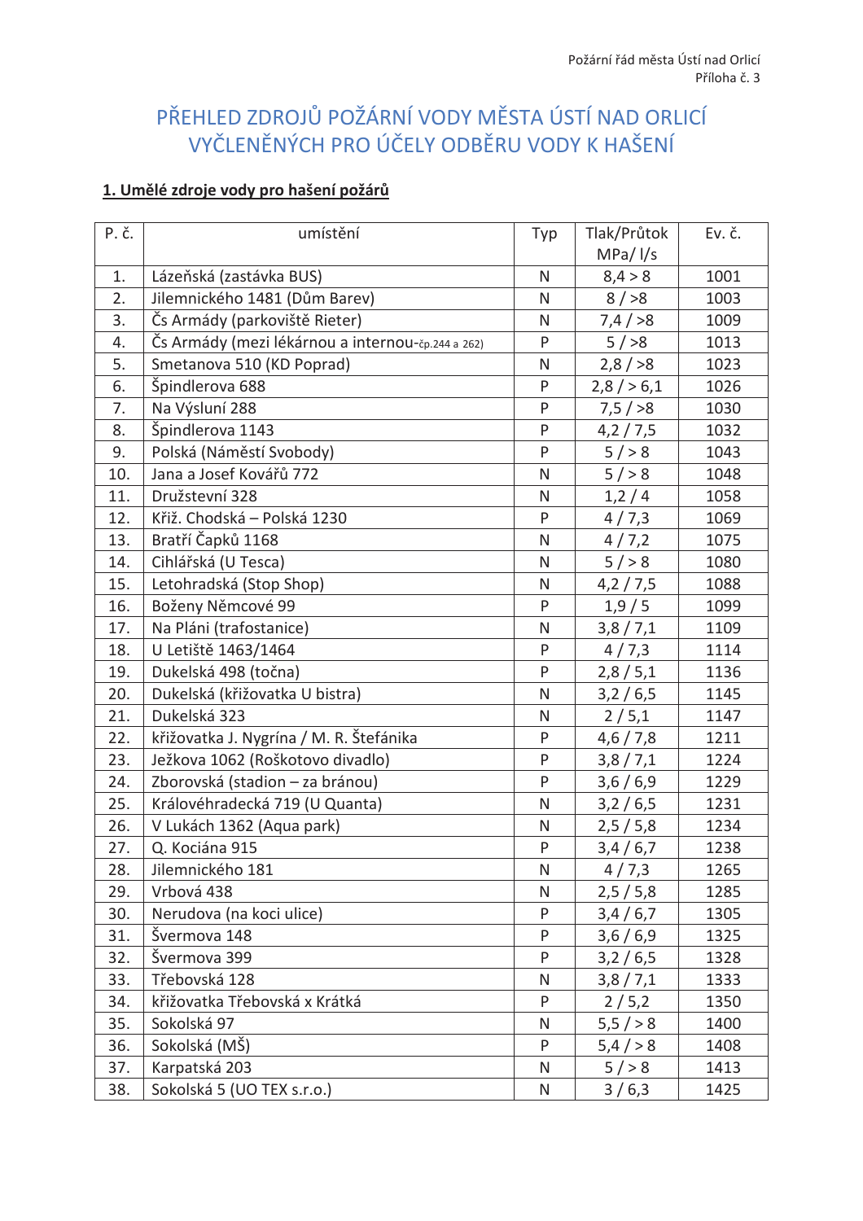# PŘEHLED ZDROJŮ POŽÁRNÍ VODY MĚSTA ÚSTÍ NAD ORLICÍ VYČLENĚNÝCH PRO ÚČELY ODBĚRU VODY K HAŠENÍ

**1. Umělé zdroje vody pro hašení požárů**

| P. č. | umístění | Typ | Tlak/Průtok MPa/ l/s | Ev. č. |
|---|---|---|---|---|
| 1. | Lázeňská (zastávka BUS) | N | 8,4 > 8 | 1001 |
| 2. | Jilemnického 1481 (Dům Barev) | N | 8 / >8 | 1003 |
| 3. | Čs Armády (parkoviště Rieter) | N | 7,4 / >8 | 1009 |
| 4. | Čs Armády (mezi lékárnou a internou-čp.244 a 262) | P | 5 / >8 | 1013 |
| 5. | Smetanova 510 (KD Poprad) | N | 2,8 / >8 | 1023 |
| 6. | Špindlerova 688 | P | 2,8 / > 6,1 | 1026 |
| 7. | Na Výsluní 288 | P | 7,5 / >8 | 1030 |
| 8. | Špindlerova 1143 | P | 4,2 / 7,5 | 1032 |
| 9. | Polská (Náměstí Svobody) | P | 5 / > 8 | 1043 |
| 10. | Jana a Josef Kovářů 772 | N | 5 / > 8 | 1048 |
| 11. | Družstevní 328 | N | 1,2 / 4 | 1058 |
| 12. | Křiž. Chodská – Polská 1230 | P | 4 / 7,3 | 1069 |
| 13. | Bratří Čapků 1168 | N | 4 / 7,2 | 1075 |
| 14. | Cihlářská (U Tesca) | N | 5 / > 8 | 1080 |
| 15. | Letohradská (Stop Shop) | N | 4,2 / 7,5 | 1088 |
| 16. | Boženy Němcové 99 | P | 1,9 / 5 | 1099 |
| 17. | Na Pláni (trafostanice) | N | 3,8 / 7,1 | 1109 |
| 18. | U Letiště 1463/1464 | P | 4 / 7,3 | 1114 |
| 19. | Dukelská 498 (točna) | P | 2,8 / 5,1 | 1136 |
| 20. | Dukelská (křižovatka U bistra) | N | 3,2 / 6,5 | 1145 |
| 21. | Dukelská 323 | N | 2 / 5,1 | 1147 |
| 22. | křižovatka J. Nygrína / M. R. Štefánika | P | 4,6 / 7,8 | 1211 |
| 23. | Ježkova 1062 (Roškotovo divadlo) | P | 3,8 / 7,1 | 1224 |
| 24. | Zborovská (stadion – za bránou) | P | 3,6 / 6,9 | 1229 |
| 25. | Královéhradecká 719 (U Quanta) | N | 3,2 / 6,5 | 1231 |
| 26. | V Lukách 1362 (Aqua park) | N | 2,5 / 5,8 | 1234 |
| 27. | Q. Kociána 915 | P | 3,4 / 6,7 | 1238 |
| 28. | Jilemnického 181 | N | 4 / 7,3 | 1265 |
| 29. | Vrbová 438 | N | 2,5 / 5,8 | 1285 |
| 30. | Nerudova (na koci ulice) | P | 3,4 / 6,7 | 1305 |
| 31. | Švermova 148 | P | 3,6 / 6,9 | 1325 |
| 32. | Švermova 399 | P | 3,2 / 6,5 | 1328 |
| 33. | Třebovská 128 | N | 3,8 / 7,1 | 1333 |
| 34. | křižovatka Třebovská x Krátká | P | 2 / 5,2 | 1350 |
| 35. | Sokolská 97 | N | 5,5 / > 8 | 1400 |
| 36. | Sokolská (MŠ) | P | 5,4 / > 8 | 1408 |
| 37. | Karpatská 203 | N | 5 / > 8 | 1413 |
| 38. | Sokolská 5 (UO TEX s.r.o.) | N | 3 / 6,3 | 1425 |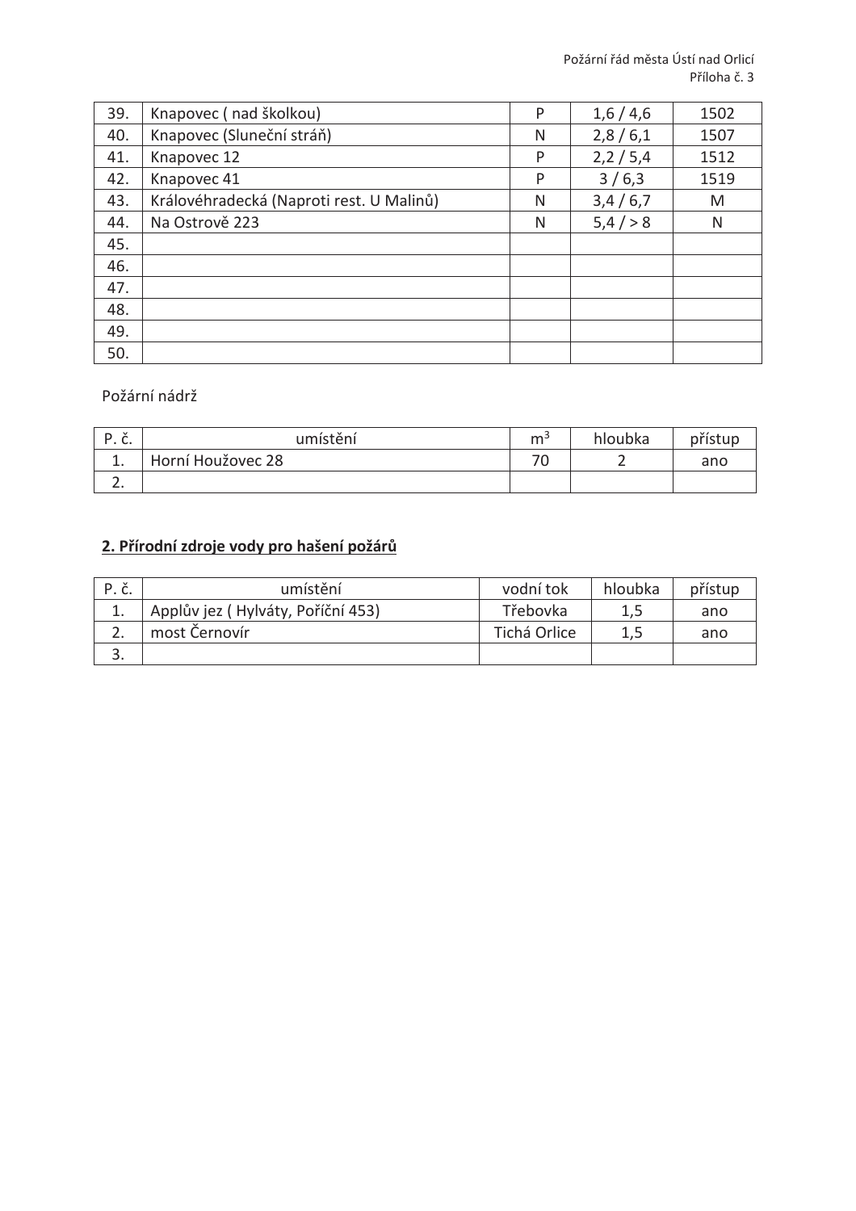| | | | | |
|---|---|---|---|---|
| 39. | Knapovec ( nad školkou) | P | 1,6 / 4,6 | 1502 |
| 40. | Knapovec (Sluneční stráň) | N | 2,8 / 6,1 | 1507 |
| 41. | Knapovec 12 | P | 2,2 / 5,4 | 1512 |
| 42. | Knapovec 41 | P | 3 / 6,3 | 1519 |
| 43. | Královéhradecká (Naproti rest. U Malinů) | N | 3,4 / 6,7 | M |
| 44. | Na Ostrově 223 | N | 5,4 / > 8 | N |
| 45. | | | | |
| 46. | | | | |
| 47. | | | | |
| 48. | | | | |
| 49. | | | | |
| 50. | | | | |

Požární nádrž

| P. č. | umístění | $m^3$ | hloubka | přístup |
|---|---|---|---|---|
| 1. | Horní Houžovec 28 | 70 | 2 | ano |
| 2. | | | | |

## 2. Přírodní zdroje vody pro hašení požárů

| P. č. | umístění | vodní tok | hloubka | přístup |
|---|---|---|---|---|
| 1. | Applův jez ( Hylváty, Poříční 453) | Třebovka | 1,5 | ano |
| 2. | most Černovír | Tichá Orlice | 1,5 | ano |
| 3. | | | | |